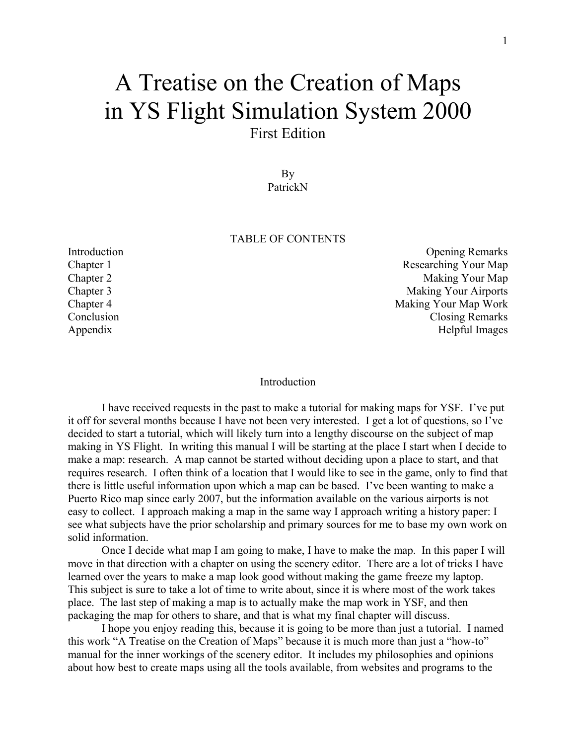# A Treatise on the Creation of Maps in YS Flight Simulation System 2000

First Edition

By
PatrickN

## TABLE OF CONTENTS

| | |
|---|---|
| Introduction | Opening Remarks |
| Chapter 1 | Researching Your Map |
| Chapter 2 | Making Your Map |
| Chapter 3 | Making Your Airports |
| Chapter 4 | Making Your Map Work |
| Conclusion | Closing Remarks |
| Appendix | Helpful Images |

## Introduction

I have received requests in the past to make a tutorial for making maps for YSF. I've put it off for several months because I have not been very interested. I get a lot of questions, so I've decided to start a tutorial, which will likely turn into a lengthy discourse on the subject of map making in YS Flight. In writing this manual I will be starting at the place I start when I decide to make a map: research. A map cannot be started without deciding upon a place to start, and that requires research. I often think of a location that I would like to see in the game, only to find that there is little useful information upon which a map can be based. I've been wanting to make a Puerto Rico map since early 2007, but the information available on the various airports is not easy to collect. I approach making a map in the same way I approach writing a history paper: I see what subjects have the prior scholarship and primary sources for me to base my own work on solid information.

Once I decide what map I am going to make, I have to make the map. In this paper I will move in that direction with a chapter on using the scenery editor. There are a lot of tricks I have learned over the years to make a map look good without making the game freeze my laptop. This subject is sure to take a lot of time to write about, since it is where most of the work takes place. The last step of making a map is to actually make the map work in YSF, and then packaging the map for others to share, and that is what my final chapter will discuss.

I hope you enjoy reading this, because it is going to be more than just a tutorial. I named this work "A Treatise on the Creation of Maps" because it is much more than just a "how-to" manual for the inner workings of the scenery editor. It includes my philosophies and opinions about how best to create maps using all the tools available, from websites and programs to the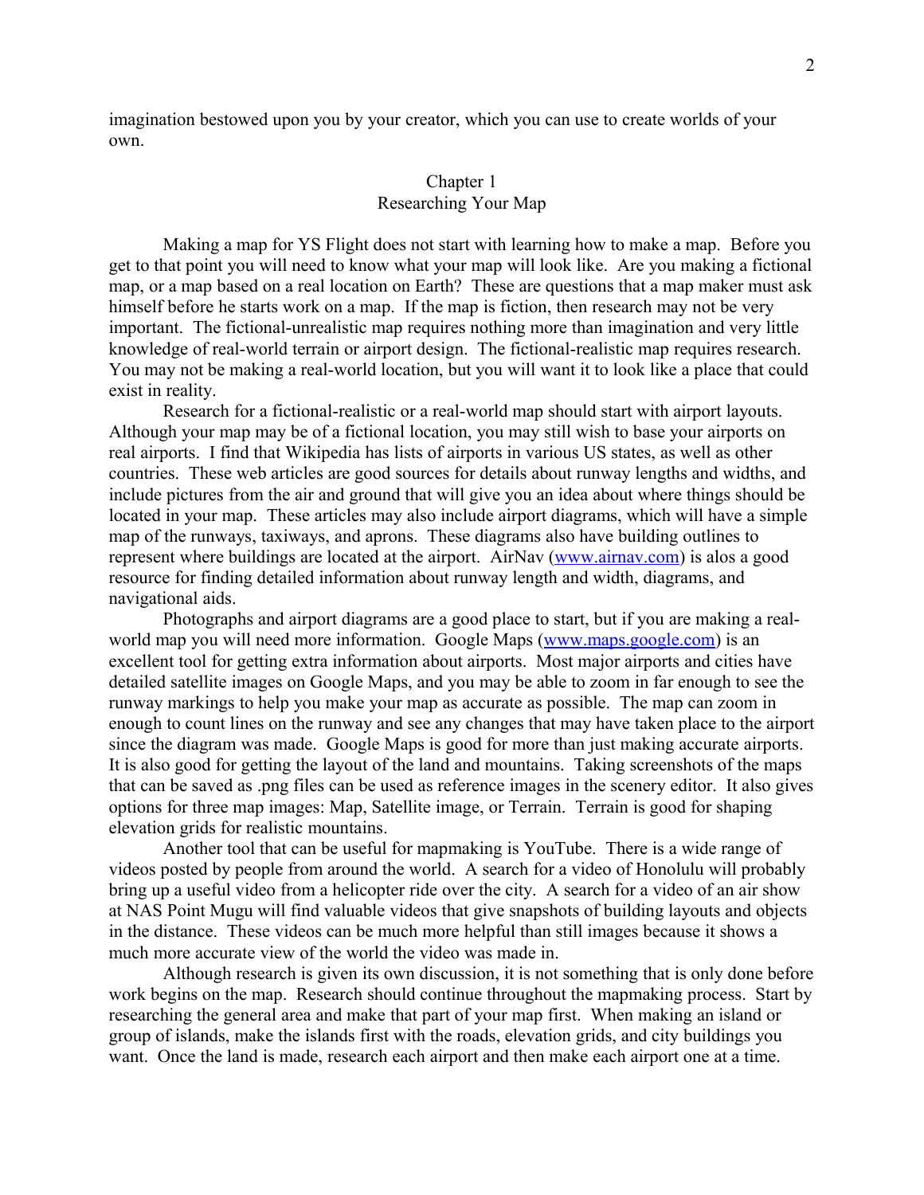imagination bestowed upon you by your creator, which you can use to create worlds of your own.

## Chapter 1
## Researching Your Map

Making a map for YS Flight does not start with learning how to make a map. Before you get to that point you will need to know what your map will look like. Are you making a fictional map, or a map based on a real location on Earth? These are questions that a map maker must ask himself before he starts work on a map. If the map is fiction, then research may not be very important. The fictional-unrealistic map requires nothing more than imagination and very little knowledge of real-world terrain or airport design. The fictional-realistic map requires research. You may not be making a real-world location, but you will want it to look like a place that could exist in reality.

Research for a fictional-realistic or a real-world map should start with airport layouts. Although your map may be of a fictional location, you may still wish to base your airports on real airports. I find that Wikipedia has lists of airports in various US states, as well as other countries. These web articles are good sources for details about runway lengths and widths, and include pictures from the air and ground that will give you an idea about where things should be located in your map. These articles may also include airport diagrams, which will have a simple map of the runways, taxiways, and aprons. These diagrams also have building outlines to represent where buildings are located at the airport. AirNav (www.airnav.com) is alos a good resource for finding detailed information about runway length and width, diagrams, and navigational aids.

Photographs and airport diagrams are a good place to start, but if you are making a real-world map you will need more information. Google Maps (www.maps.google.com) is an excellent tool for getting extra information about airports. Most major airports and cities have detailed satellite images on Google Maps, and you may be able to zoom in far enough to see the runway markings to help you make your map as accurate as possible. The map can zoom in enough to count lines on the runway and see any changes that may have taken place to the airport since the diagram was made. Google Maps is good for more than just making accurate airports. It is also good for getting the layout of the land and mountains. Taking screenshots of the maps that can be saved as .png files can be used as reference images in the scenery editor. It also gives options for three map images: Map, Satellite image, or Terrain. Terrain is good for shaping elevation grids for realistic mountains.

Another tool that can be useful for mapmaking is YouTube. There is a wide range of videos posted by people from around the world. A search for a video of Honolulu will probably bring up a useful video from a helicopter ride over the city. A search for a video of an air show at NAS Point Mugu will find valuable videos that give snapshots of building layouts and objects in the distance. These videos can be much more helpful than still images because it shows a much more accurate view of the world the video was made in.

Although research is given its own discussion, it is not something that is only done before work begins on the map. Research should continue throughout the mapmaking process. Start by researching the general area and make that part of your map first. When making an island or group of islands, make the islands first with the roads, elevation grids, and city buildings you want. Once the land is made, research each airport and then make each airport one at a time.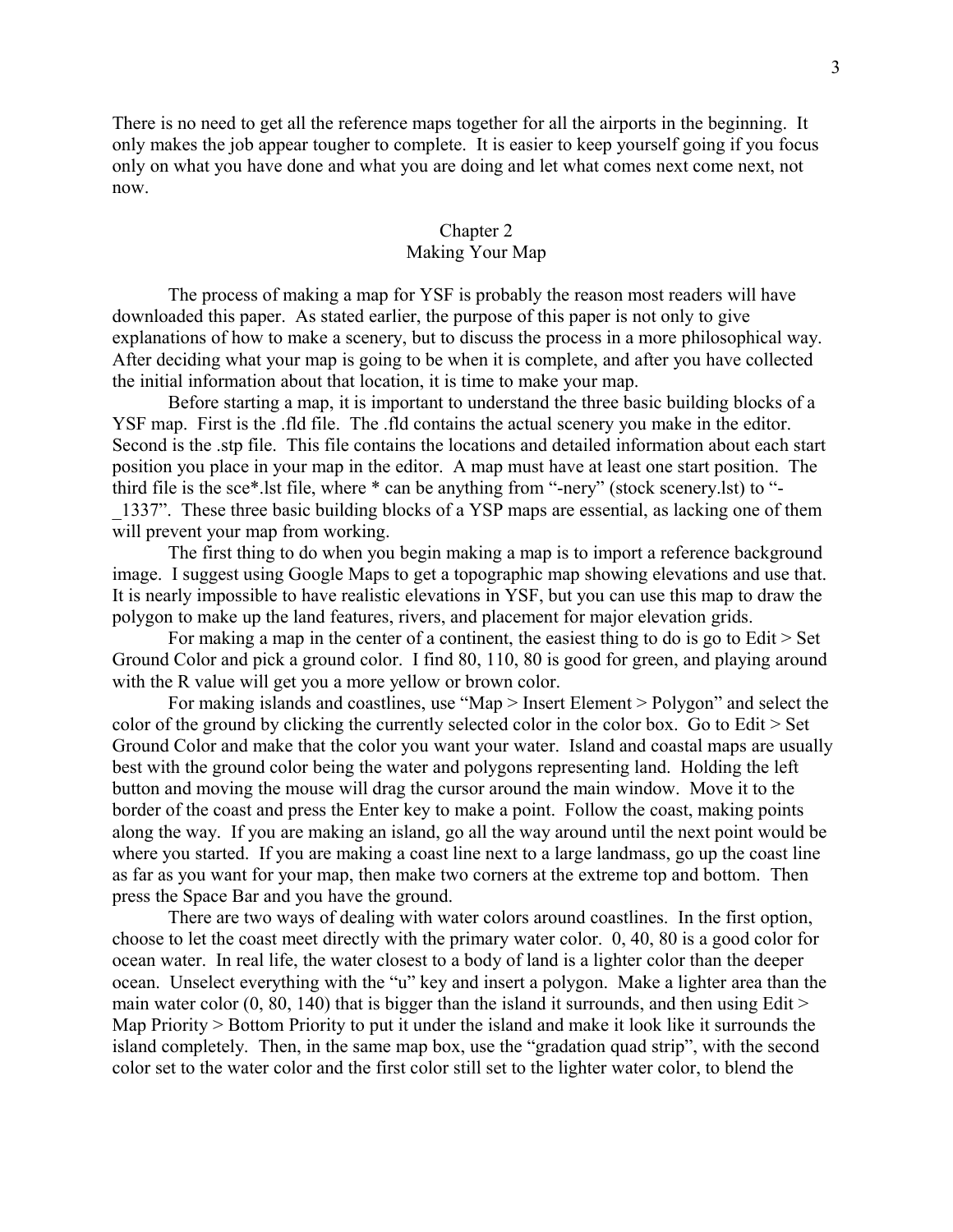There is no need to get all the reference maps together for all the airports in the beginning. It only makes the job appear tougher to complete. It is easier to keep yourself going if you focus only on what you have done and what you are doing and let what comes next come next, not now.

## Chapter 2
## Making Your Map

The process of making a map for YSF is probably the reason most readers will have downloaded this paper. As stated earlier, the purpose of this paper is not only to give explanations of how to make a scenery, but to discuss the process in a more philosophical way. After deciding what your map is going to be when it is complete, and after you have collected the initial information about that location, it is time to make your map.

Before starting a map, it is important to understand the three basic building blocks of a YSF map. First is the .fld file. The .fld contains the actual scenery you make in the editor. Second is the .stp file. This file contains the locations and detailed information about each start position you place in your map in the editor. A map must have at least one start position. The third file is the sce*.lst file, where * can be anything from "-nery" (stock scenery.lst) to "-_1337". These three basic building blocks of a YSP maps are essential, as lacking one of them will prevent your map from working.

The first thing to do when you begin making a map is to import a reference background image. I suggest using Google Maps to get a topographic map showing elevations and use that. It is nearly impossible to have realistic elevations in YSF, but you can use this map to draw the polygon to make up the land features, rivers, and placement for major elevation grids.

For making a map in the center of a continent, the easiest thing to do is go to Edit > Set Ground Color and pick a ground color. I find 80, 110, 80 is good for green, and playing around with the R value will get you a more yellow or brown color.

For making islands and coastlines, use "Map > Insert Element > Polygon" and select the color of the ground by clicking the currently selected color in the color box. Go to Edit > Set Ground Color and make that the color you want your water. Island and coastal maps are usually best with the ground color being the water and polygons representing land. Holding the left button and moving the mouse will drag the cursor around the main window. Move it to the border of the coast and press the Enter key to make a point. Follow the coast, making points along the way. If you are making an island, go all the way around until the next point would be where you started. If you are making a coast line next to a large landmass, go up the coast line as far as you want for your map, then make two corners at the extreme top and bottom. Then press the Space Bar and you have the ground.

There are two ways of dealing with water colors around coastlines. In the first option, choose to let the coast meet directly with the primary water color. 0, 40, 80 is a good color for ocean water. In real life, the water closest to a body of land is a lighter color than the deeper ocean. Unselect everything with the "u" key and insert a polygon. Make a lighter area than the main water color (0, 80, 140) that is bigger than the island it surrounds, and then using Edit > Map Priority > Bottom Priority to put it under the island and make it look like it surrounds the island completely. Then, in the same map box, use the "gradation quad strip", with the second color set to the water color and the first color still set to the lighter water color, to blend the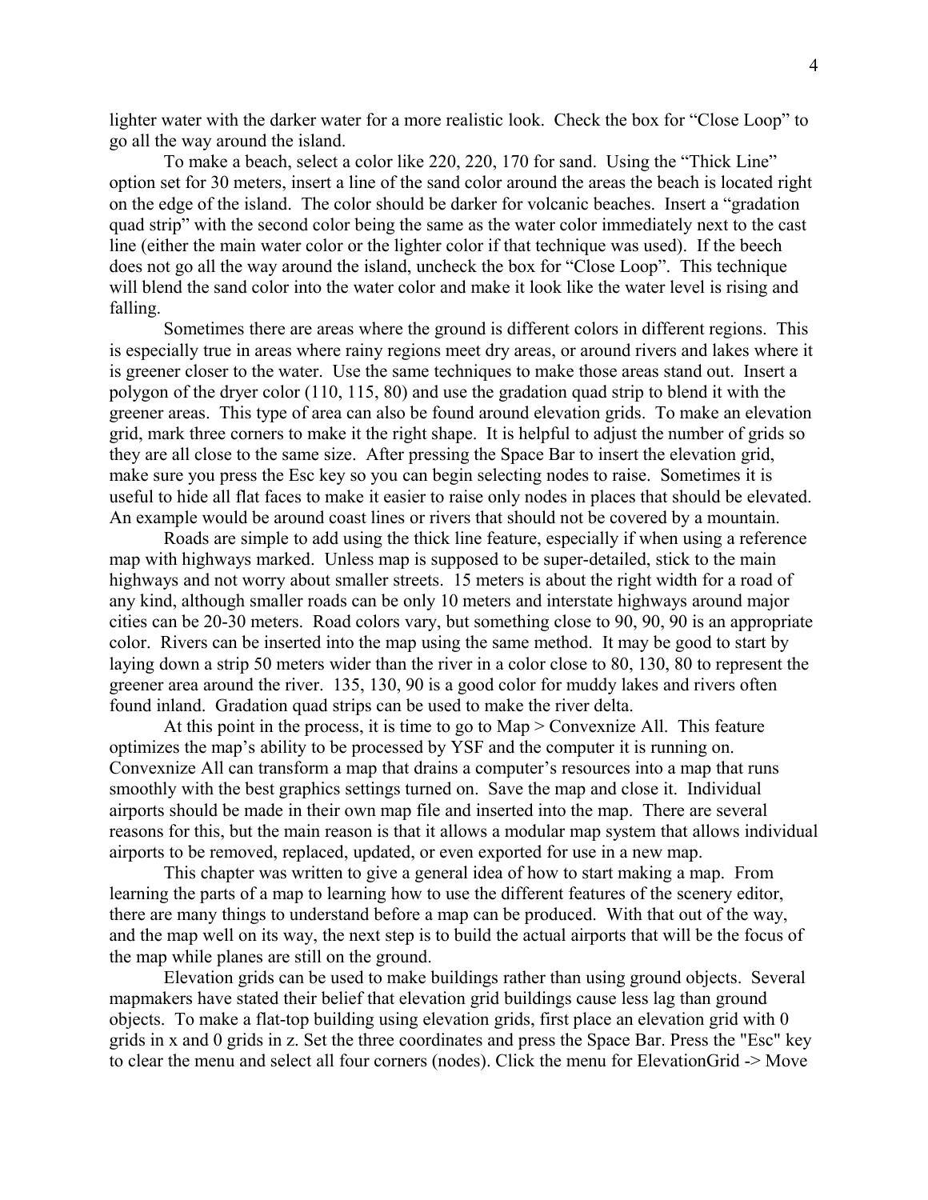lighter water with the darker water for a more realistic look. Check the box for "Close Loop" to go all the way around the island.

To make a beach, select a color like 220, 220, 170 for sand. Using the "Thick Line" option set for 30 meters, insert a line of the sand color around the areas the beach is located right on the edge of the island. The color should be darker for volcanic beaches. Insert a "gradation quad strip" with the second color being the same as the water color immediately next to the cast line (either the main water color or the lighter color if that technique was used). If the beech does not go all the way around the island, uncheck the box for "Close Loop". This technique will blend the sand color into the water color and make it look like the water level is rising and falling.

Sometimes there are areas where the ground is different colors in different regions. This is especially true in areas where rainy regions meet dry areas, or around rivers and lakes where it is greener closer to the water. Use the same techniques to make those areas stand out. Insert a polygon of the dryer color (110, 115, 80) and use the gradation quad strip to blend it with the greener areas. This type of area can also be found around elevation grids. To make an elevation grid, mark three corners to make it the right shape. It is helpful to adjust the number of grids so they are all close to the same size. After pressing the Space Bar to insert the elevation grid, make sure you press the Esc key so you can begin selecting nodes to raise. Sometimes it is useful to hide all flat faces to make it easier to raise only nodes in places that should be elevated. An example would be around coast lines or rivers that should not be covered by a mountain.

Roads are simple to add using the thick line feature, especially if when using a reference map with highways marked. Unless map is supposed to be super-detailed, stick to the main highways and not worry about smaller streets. 15 meters is about the right width for a road of any kind, although smaller roads can be only 10 meters and interstate highways around major cities can be 20-30 meters. Road colors vary, but something close to 90, 90, 90 is an appropriate color. Rivers can be inserted into the map using the same method. It may be good to start by laying down a strip 50 meters wider than the river in a color close to 80, 130, 80 to represent the greener area around the river. 135, 130, 90 is a good color for muddy lakes and rivers often found inland. Gradation quad strips can be used to make the river delta.

At this point in the process, it is time to go to Map > Convexnize All. This feature optimizes the map's ability to be processed by YSF and the computer it is running on. Convexnize All can transform a map that drains a computer's resources into a map that runs smoothly with the best graphics settings turned on. Save the map and close it. Individual airports should be made in their own map file and inserted into the map. There are several reasons for this, but the main reason is that it allows a modular map system that allows individual airports to be removed, replaced, updated, or even exported for use in a new map.

This chapter was written to give a general idea of how to start making a map. From learning the parts of a map to learning how to use the different features of the scenery editor, there are many things to understand before a map can be produced. With that out of the way, and the map well on its way, the next step is to build the actual airports that will be the focus of the map while planes are still on the ground.

Elevation grids can be used to make buildings rather than using ground objects. Several mapmakers have stated their belief that elevation grid buildings cause less lag than ground objects. To make a flat-top building using elevation grids, first place an elevation grid with 0 grids in x and 0 grids in z. Set the three coordinates and press the Space Bar. Press the "Esc" key to clear the menu and select all four corners (nodes). Click the menu for ElevationGrid -> Move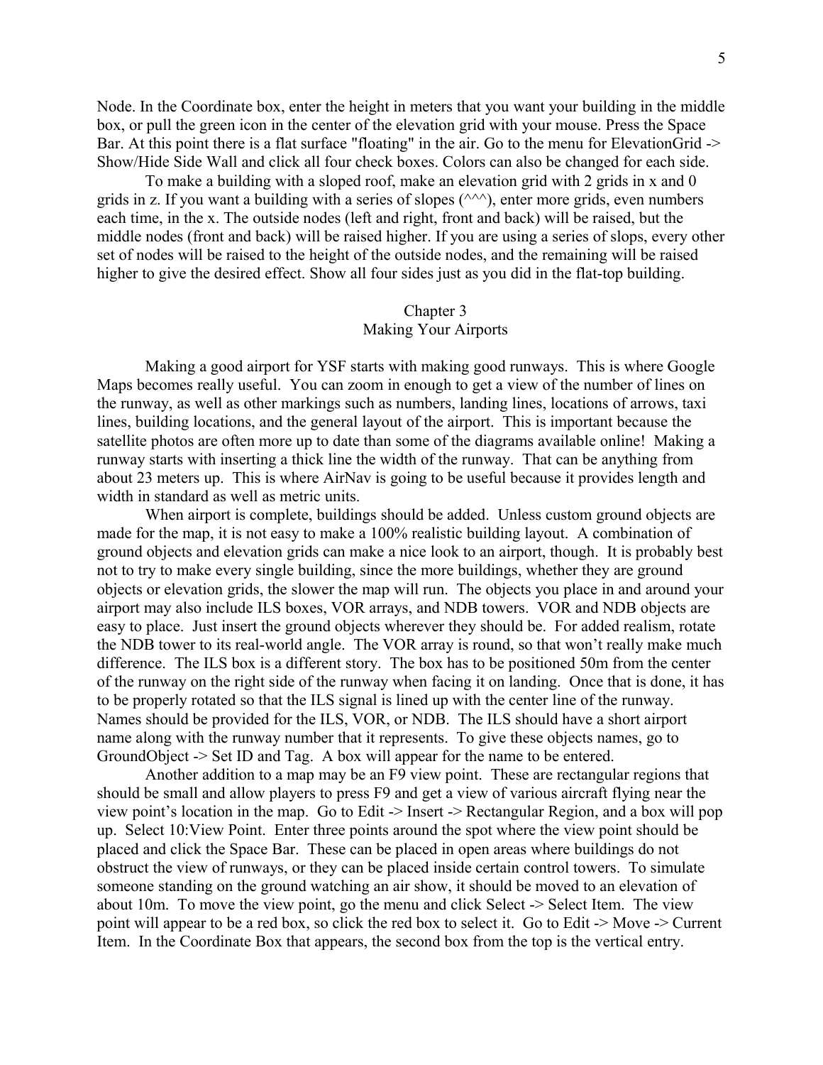Node. In the Coordinate box, enter the height in meters that you want your building in the middle box, or pull the green icon in the center of the elevation grid with your mouse. Press the Space Bar. At this point there is a flat surface "floating" in the air. Go to the menu for ElevationGrid -> Show/Hide Side Wall and click all four check boxes. Colors can also be changed for each side.

To make a building with a sloped roof, make an elevation grid with 2 grids in x and 0 grids in z. If you want a building with a series of slopes (^^^), enter more grids, even numbers each time, in the x. The outside nodes (left and right, front and back) will be raised, but the middle nodes (front and back) will be raised higher. If you are using a series of slops, every other set of nodes will be raised to the height of the outside nodes, and the remaining will be raised higher to give the desired effect. Show all four sides just as you did in the flat-top building.

## Chapter 3
## Making Your Airports

Making a good airport for YSF starts with making good runways. This is where Google Maps becomes really useful. You can zoom in enough to get a view of the number of lines on the runway, as well as other markings such as numbers, landing lines, locations of arrows, taxi lines, building locations, and the general layout of the airport. This is important because the satellite photos are often more up to date than some of the diagrams available online! Making a runway starts with inserting a thick line the width of the runway. That can be anything from about 23 meters up. This is where AirNav is going to be useful because it provides length and width in standard as well as metric units.

When airport is complete, buildings should be added. Unless custom ground objects are made for the map, it is not easy to make a 100% realistic building layout. A combination of ground objects and elevation grids can make a nice look to an airport, though. It is probably best not to try to make every single building, since the more buildings, whether they are ground objects or elevation grids, the slower the map will run. The objects you place in and around your airport may also include ILS boxes, VOR arrays, and NDB towers. VOR and NDB objects are easy to place. Just insert the ground objects wherever they should be. For added realism, rotate the NDB tower to its real-world angle. The VOR array is round, so that won't really make much difference. The ILS box is a different story. The box has to be positioned 50m from the center of the runway on the right side of the runway when facing it on landing. Once that is done, it has to be properly rotated so that the ILS signal is lined up with the center line of the runway. Names should be provided for the ILS, VOR, or NDB. The ILS should have a short airport name along with the runway number that it represents. To give these objects names, go to GroundObject -> Set ID and Tag. A box will appear for the name to be entered.

Another addition to a map may be an F9 view point. These are rectangular regions that should be small and allow players to press F9 and get a view of various aircraft flying near the view point's location in the map. Go to Edit -> Insert -> Rectangular Region, and a box will pop up. Select 10:View Point. Enter three points around the spot where the view point should be placed and click the Space Bar. These can be placed in open areas where buildings do not obstruct the view of runways, or they can be placed inside certain control towers. To simulate someone standing on the ground watching an air show, it should be moved to an elevation of about 10m. To move the view point, go the menu and click Select -> Select Item. The view point will appear to be a red box, so click the red box to select it. Go to Edit -> Move -> Current Item. In the Coordinate Box that appears, the second box from the top is the vertical entry.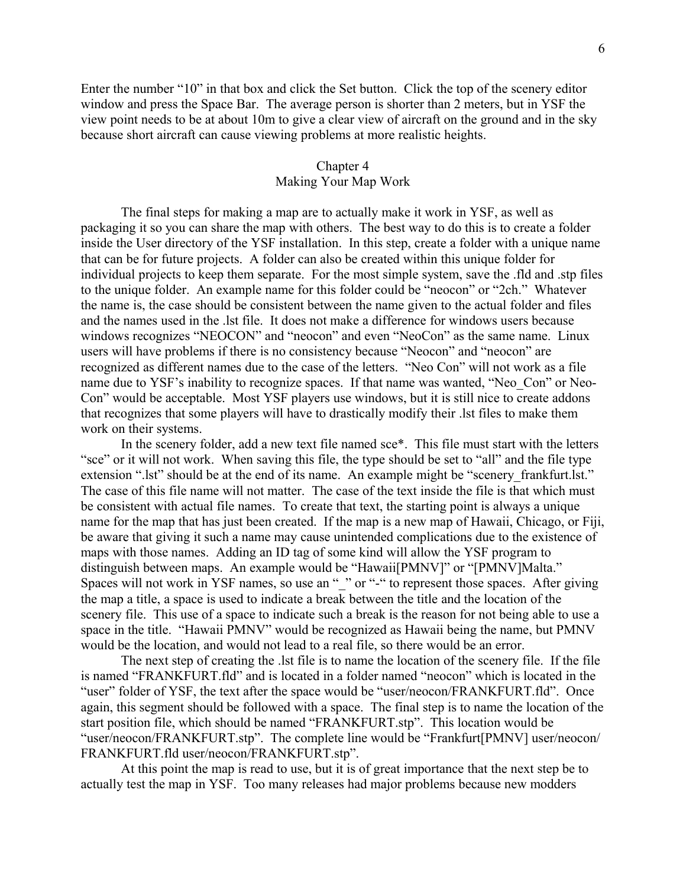Enter the number "10" in that box and click the Set button. Click the top of the scenery editor window and press the Space Bar. The average person is shorter than 2 meters, but in YSF the view point needs to be at about 10m to give a clear view of aircraft on the ground and in the sky because short aircraft can cause viewing problems at more realistic heights.

## Chapter 4
## Making Your Map Work

The final steps for making a map are to actually make it work in YSF, as well as packaging it so you can share the map with others. The best way to do this is to create a folder inside the User directory of the YSF installation. In this step, create a folder with a unique name that can be for future projects. A folder can also be created within this unique folder for individual projects to keep them separate. For the most simple system, save the .fld and .stp files to the unique folder. An example name for this folder could be "neocon" or "2ch." Whatever the name is, the case should be consistent between the name given to the actual folder and files and the names used in the .lst file. It does not make a difference for windows users because windows recognizes "NEOCON" and "neocon" and even "NeoCon" as the same name. Linux users will have problems if there is no consistency because "Neocon" and "neocon" are recognized as different names due to the case of the letters. "Neo Con" will not work as a file name due to YSF's inability to recognize spaces. If that name was wanted, "Neo_Con" or Neo-Con" would be acceptable. Most YSF players use windows, but it is still nice to create addons that recognizes that some players will have to drastically modify their .lst files to make them work on their systems.

In the scenery folder, add a new text file named sce*. This file must start with the letters "sce" or it will not work. When saving this file, the type should be set to "all" and the file type extension ".lst" should be at the end of its name. An example might be "scenery_frankfurt.lst." The case of this file name will not matter. The case of the text inside the file is that which must be consistent with actual file names. To create that text, the starting point is always a unique name for the map that has just been created. If the map is a new map of Hawaii, Chicago, or Fiji, be aware that giving it such a name may cause unintended complications due to the existence of maps with those names. Adding an ID tag of some kind will allow the YSF program to distinguish between maps. An example would be "Hawaii[PMNV]" or "[PMNV]Malta." Spaces will not work in YSF names, so use an "_" or "-" to represent those spaces. After giving the map a title, a space is used to indicate a break between the title and the location of the scenery file. This use of a space to indicate such a break is the reason for not being able to use a space in the title. "Hawaii PMNV" would be recognized as Hawaii being the name, but PMNV would be the location, and would not lead to a real file, so there would be an error.

The next step of creating the .lst file is to name the location of the scenery file. If the file is named "FRANKFURT.fld" and is located in a folder named "neocon" which is located in the "user" folder of YSF, the text after the space would be "user/neocon/FRANKFURT.fld". Once again, this segment should be followed with a space. The final step is to name the location of the start position file, which should be named "FRANKFURT.stp". This location would be "user/neocon/FRANKFURT.stp". The complete line would be "Frankfurt[PMNV] user/neocon/ FRANKFURT.fld user/neocon/FRANKFURT.stp".

At this point the map is read to use, but it is of great importance that the next step be to actually test the map in YSF. Too many releases had major problems because new modders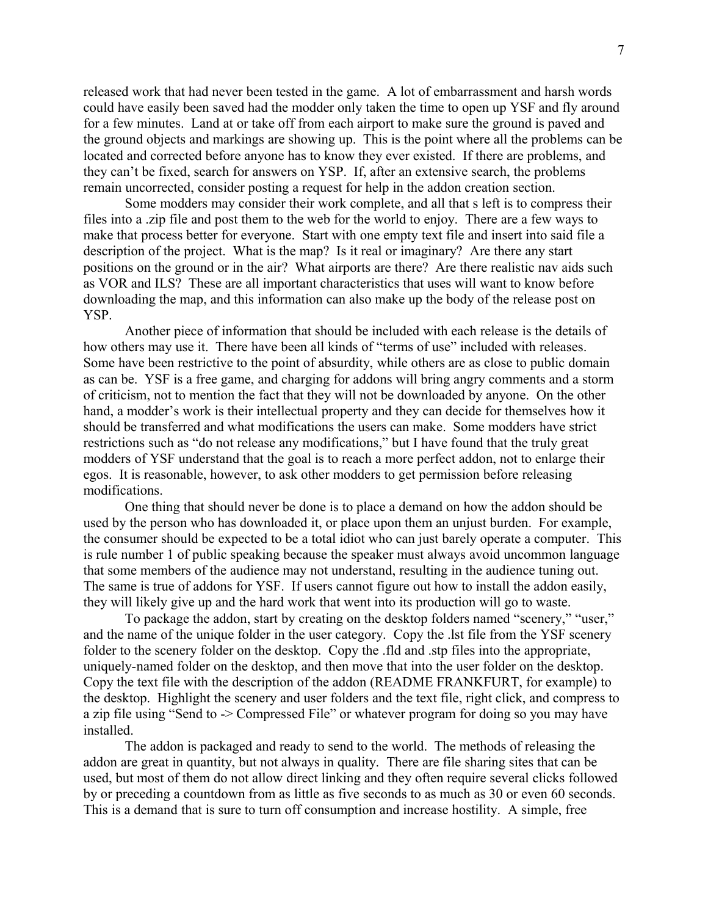released work that had never been tested in the game. A lot of embarrassment and harsh words could have easily been saved had the modder only taken the time to open up YSF and fly around for a few minutes. Land at or take off from each airport to make sure the ground is paved and the ground objects and markings are showing up. This is the point where all the problems can be located and corrected before anyone has to know they ever existed. If there are problems, and they can't be fixed, search for answers on YSP. If, after an extensive search, the problems remain uncorrected, consider posting a request for help in the addon creation section.

Some modders may consider their work complete, and all that s left is to compress their files into a .zip file and post them to the web for the world to enjoy. There are a few ways to make that process better for everyone. Start with one empty text file and insert into said file a description of the project. What is the map? Is it real or imaginary? Are there any start positions on the ground or in the air? What airports are there? Are there realistic nav aids such as VOR and ILS? These are all important characteristics that uses will want to know before downloading the map, and this information can also make up the body of the release post on YSP.

Another piece of information that should be included with each release is the details of how others may use it. There have been all kinds of "terms of use" included with releases. Some have been restrictive to the point of absurdity, while others are as close to public domain as can be. YSF is a free game, and charging for addons will bring angry comments and a storm of criticism, not to mention the fact that they will not be downloaded by anyone. On the other hand, a modder's work is their intellectual property and they can decide for themselves how it should be transferred and what modifications the users can make. Some modders have strict restrictions such as "do not release any modifications," but I have found that the truly great modders of YSF understand that the goal is to reach a more perfect addon, not to enlarge their egos. It is reasonable, however, to ask other modders to get permission before releasing modifications.

One thing that should never be done is to place a demand on how the addon should be used by the person who has downloaded it, or place upon them an unjust burden. For example, the consumer should be expected to be a total idiot who can just barely operate a computer. This is rule number 1 of public speaking because the speaker must always avoid uncommon language that some members of the audience may not understand, resulting in the audience tuning out. The same is true of addons for YSF. If users cannot figure out how to install the addon easily, they will likely give up and the hard work that went into its production will go to waste.

To package the addon, start by creating on the desktop folders named "scenery," "user," and the name of the unique folder in the user category. Copy the .lst file from the YSF scenery folder to the scenery folder on the desktop. Copy the .fld and .stp files into the appropriate, uniquely-named folder on the desktop, and then move that into the user folder on the desktop. Copy the text file with the description of the addon (README FRANKFURT, for example) to the desktop. Highlight the scenery and user folders and the text file, right click, and compress to a zip file using "Send to -> Compressed File" or whatever program for doing so you may have installed.

The addon is packaged and ready to send to the world. The methods of releasing the addon are great in quantity, but not always in quality. There are file sharing sites that can be used, but most of them do not allow direct linking and they often require several clicks followed by or preceding a countdown from as little as five seconds to as much as 30 or even 60 seconds. This is a demand that is sure to turn off consumption and increase hostility. A simple, free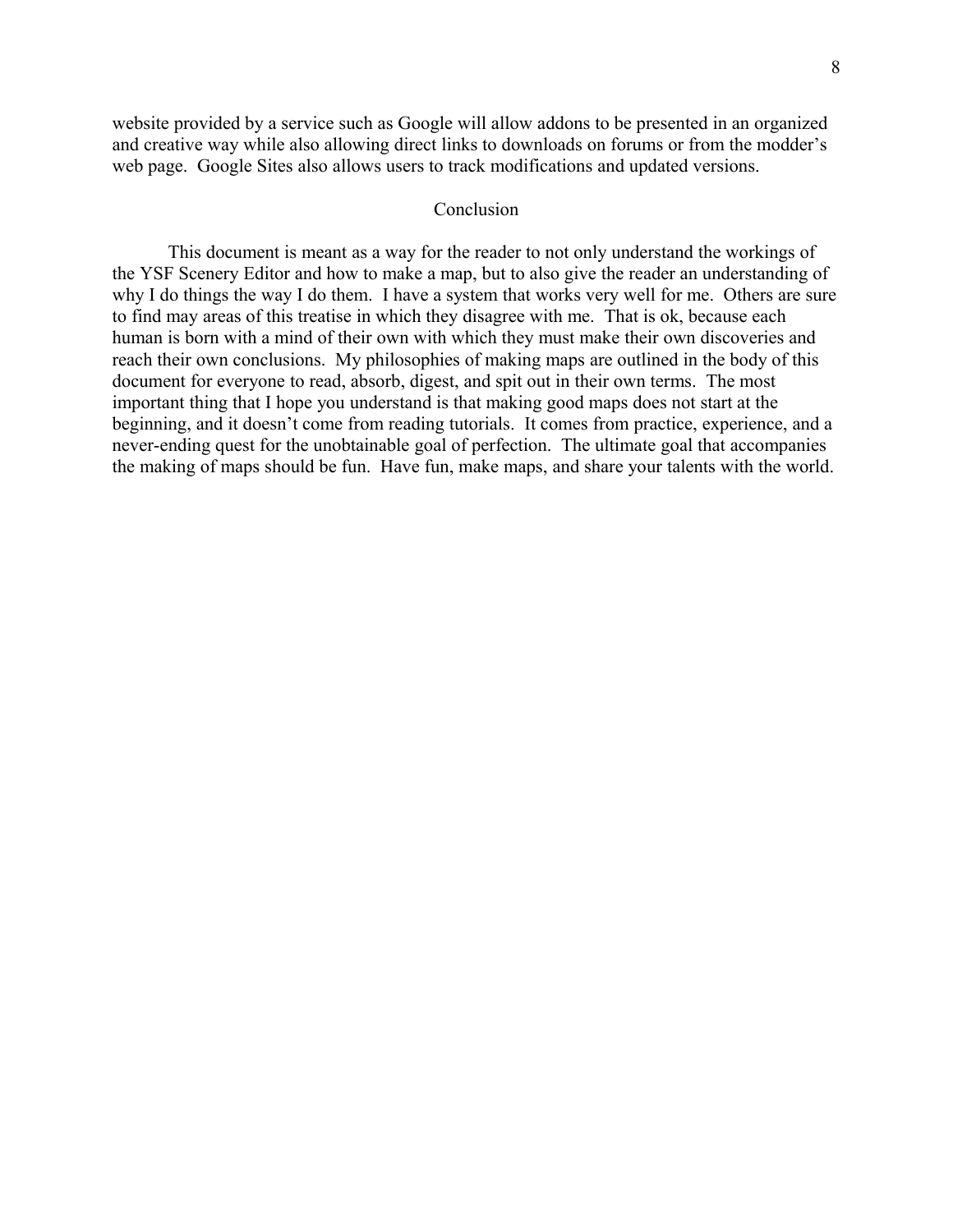website provided by a service such as Google will allow addons to be presented in an organized and creative way while also allowing direct links to downloads on forums or from the modder's web page. Google Sites also allows users to track modifications and updated versions.

## Conclusion

This document is meant as a way for the reader to not only understand the workings of the YSF Scenery Editor and how to make a map, but to also give the reader an understanding of why I do things the way I do them. I have a system that works very well for me. Others are sure to find may areas of this treatise in which they disagree with me. That is ok, because each human is born with a mind of their own with which they must make their own discoveries and reach their own conclusions. My philosophies of making maps are outlined in the body of this document for everyone to read, absorb, digest, and spit out in their own terms. The most important thing that I hope you understand is that making good maps does not start at the beginning, and it doesn't come from reading tutorials. It comes from practice, experience, and a never-ending quest for the unobtainable goal of perfection. The ultimate goal that accompanies the making of maps should be fun. Have fun, make maps, and share your talents with the world.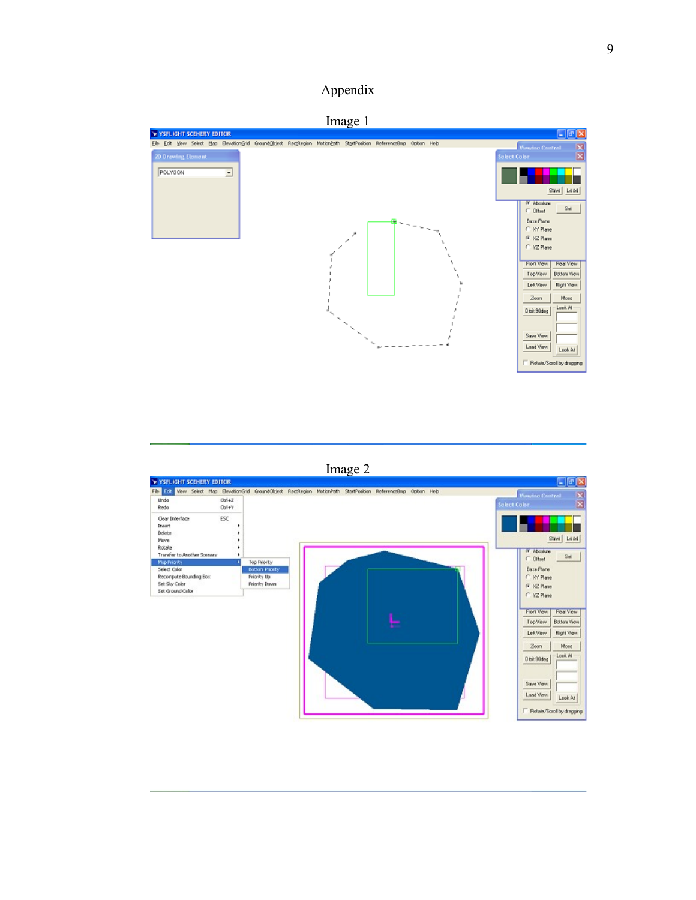# Appendix

Image 1

Image 2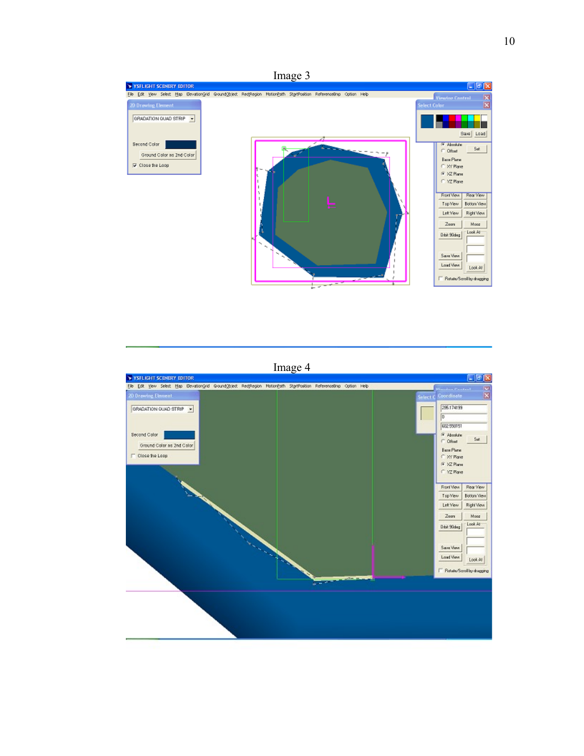Image 3

Image 4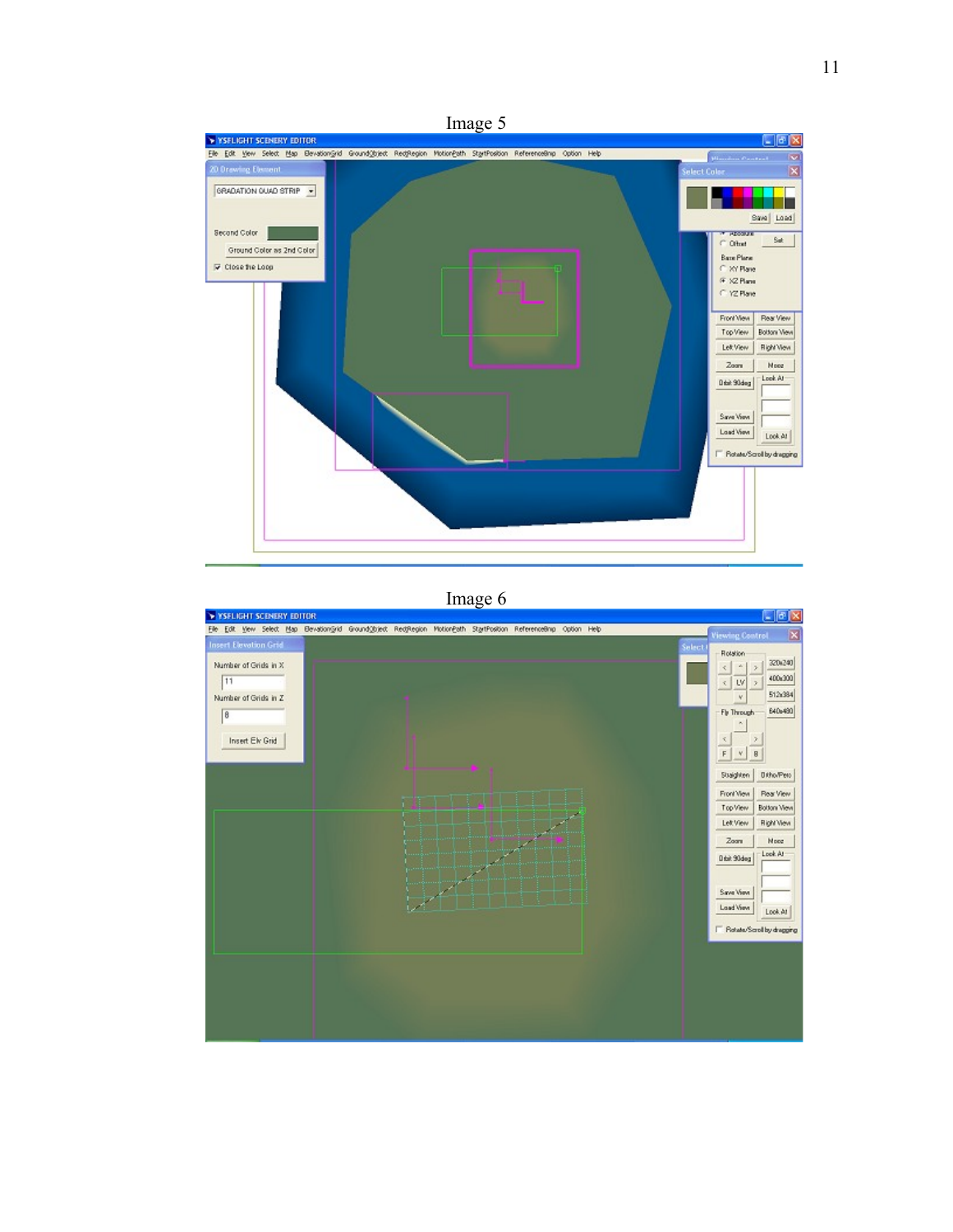Image 5

Image 6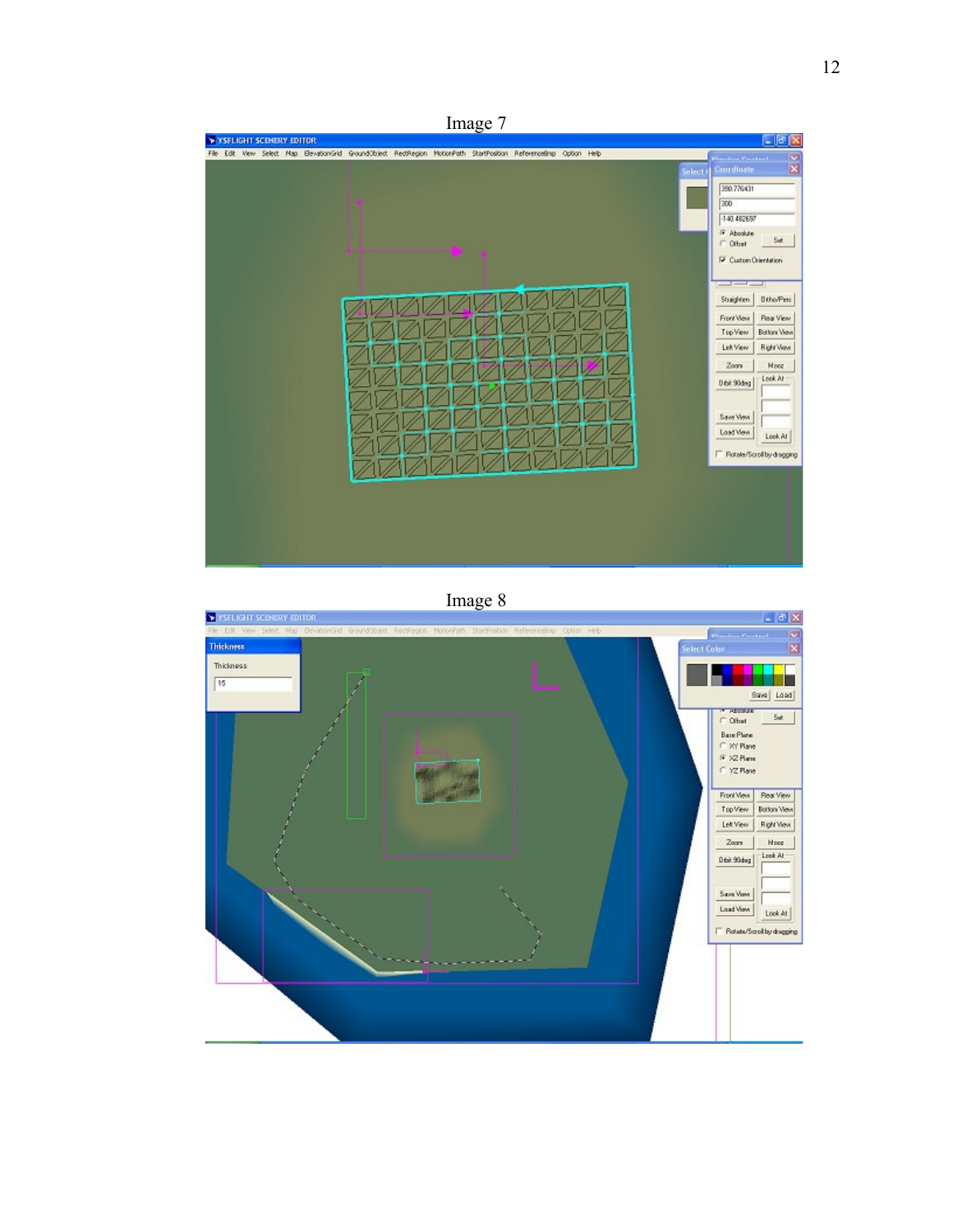Image 7

Image 8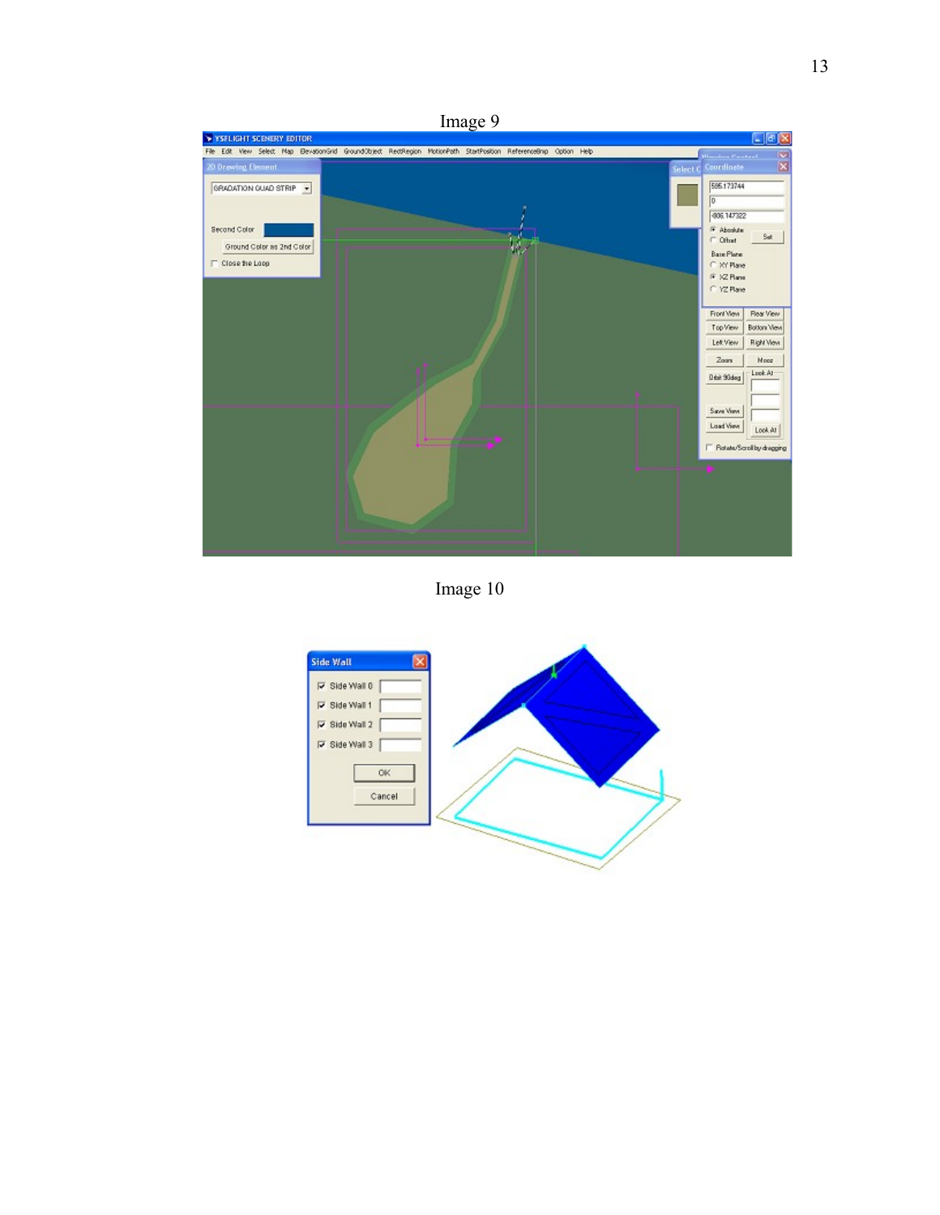Image 9

Image 10